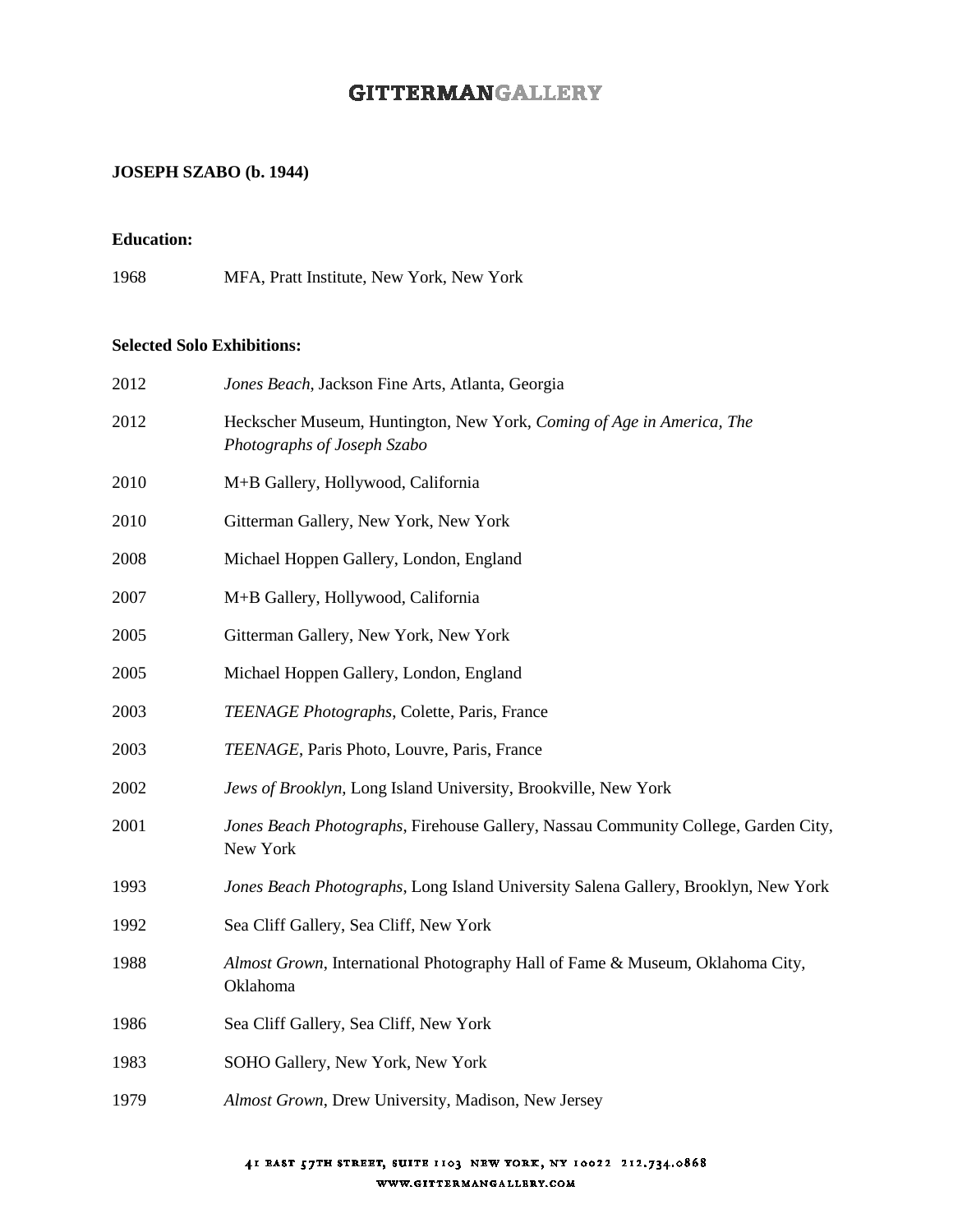# GITTERMANGALLERY

**JOSEPH SZABO (b. 1944)**

**Education:**

1968 MFA, Pratt Institute, New York, New York

**Selected Solo Exhibitions:**

2012 *Jones Beach*, Jackson Fine Arts, Atlanta, Georgia

2012 Heckscher Museum, Huntington, New York, *Coming of Age in America, The Photographs of Joseph Szabo*

2010 M+B Gallery, Hollywood, California

2010 Gitterman Gallery, New York, New York

2008 Michael Hoppen Gallery, London, England

2007 M+B Gallery, Hollywood, California

2005 Gitterman Gallery, New York, New York

2005 Michael Hoppen Gallery, London, England

2003 *TEENAGE Photographs*, Colette, Paris, France

2003 *TEENAGE*, Paris Photo, Louvre, Paris, France

2002 *Jews of Brooklyn*, Long Island University, Brookville, New York

2001 *Jones Beach Photographs*, Firehouse Gallery, Nassau Community College, Garden City, New York

1993 *Jones Beach Photographs*, Long Island University Salena Gallery, Brooklyn, New York

1992 Sea Cliff Gallery, Sea Cliff, New York

1988 *Almost Grown*, International Photography Hall of Fame & Museum, Oklahoma City, Oklahoma

1986 Sea Cliff Gallery, Sea Cliff, New York

1983 SOHO Gallery, New York, New York

1979 *Almost Grown*, Drew University, Madison, New Jersey

41 EAST 57TH STREET, SUITE 1103 NEW YORK, NY 10022 212.734.0868

WWW.GITTERMANGALLERY.COM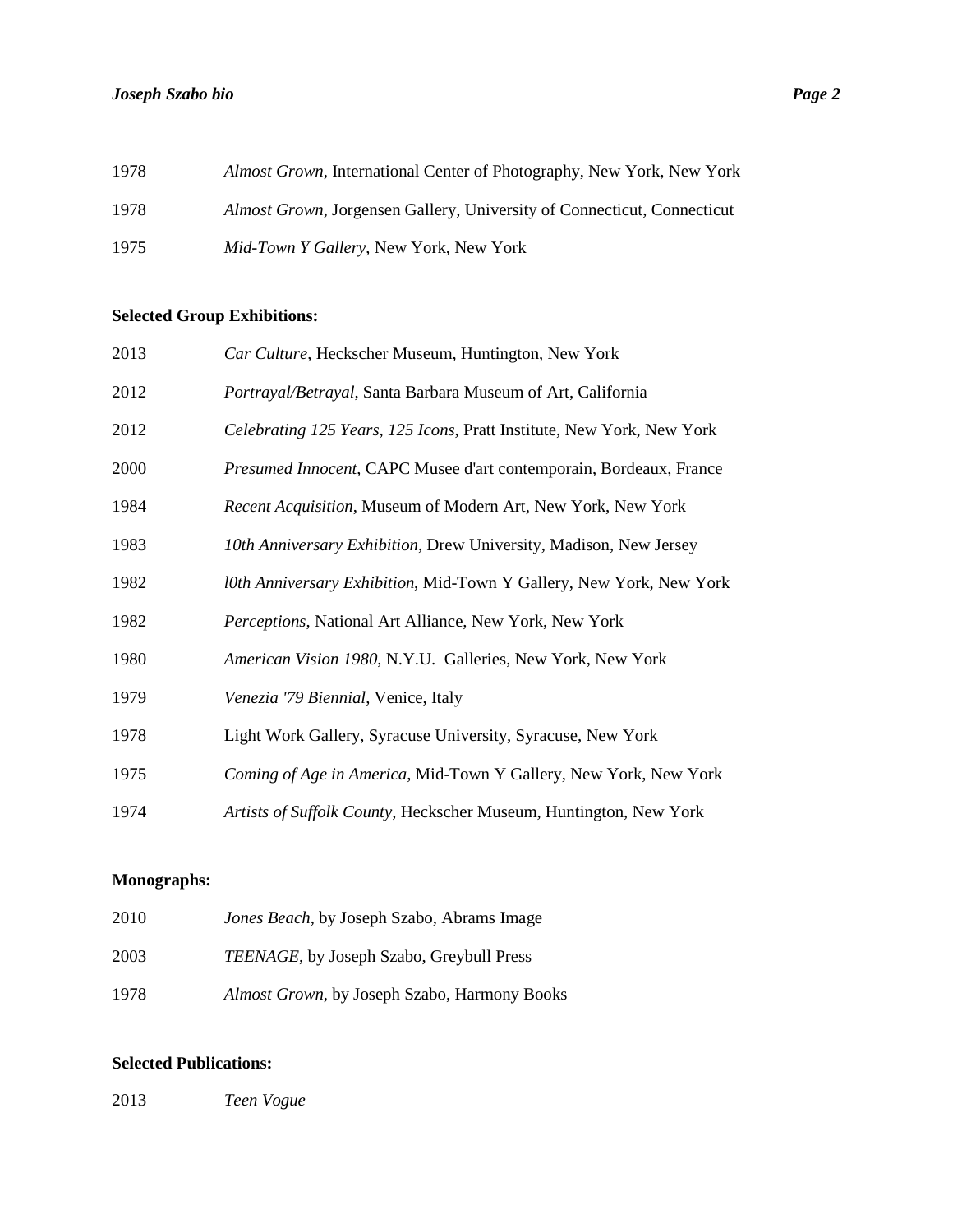1978 *Almost Grown*, International Center of Photography, New York, New York

1978 *Almost Grown*, Jorgensen Gallery, University of Connecticut, Connecticut

1975 *Mid-Town Y Gallery*, New York, New York

**Selected Group Exhibitions:**

2013 *Car Culture*, Heckscher Museum, Huntington, New York

2012 *Portrayal/Betrayal*, Santa Barbara Museum of Art, California

2012 *Celebrating 125 Years, 125 Icons*, Pratt Institute, New York, New York

2000 *Presumed Innocent*, CAPC Musee d'art contemporain, Bordeaux, France

1984 *Recent Acquisition*, Museum of Modern Art, New York, New York

1983 *10th Anniversary Exhibition*, Drew University, Madison, New Jersey

1982 *l0th Anniversary Exhibition*, Mid-Town Y Gallery, New York, New York

1982 *Perceptions*, National Art Alliance, New York, New York

1980 *American Vision 1980*, N.Y.U. Galleries, New York, New York

1979 *Venezia '79 Biennial*, Venice, Italy

1978 Light Work Gallery, Syracuse University, Syracuse, New York

1975 *Coming of Age in America*, Mid-Town Y Gallery, New York, New York

1974 *Artists of Suffolk County*, Heckscher Museum, Huntington, New York

**Monographs:**

2010 *Jones Beach*, by Joseph Szabo, Abrams Image

2003 *TEENAGE*, by Joseph Szabo, Greybull Press

1978 *Almost Grown*, by Joseph Szabo, Harmony Books

**Selected Publications:**

2013 *Teen Vogue*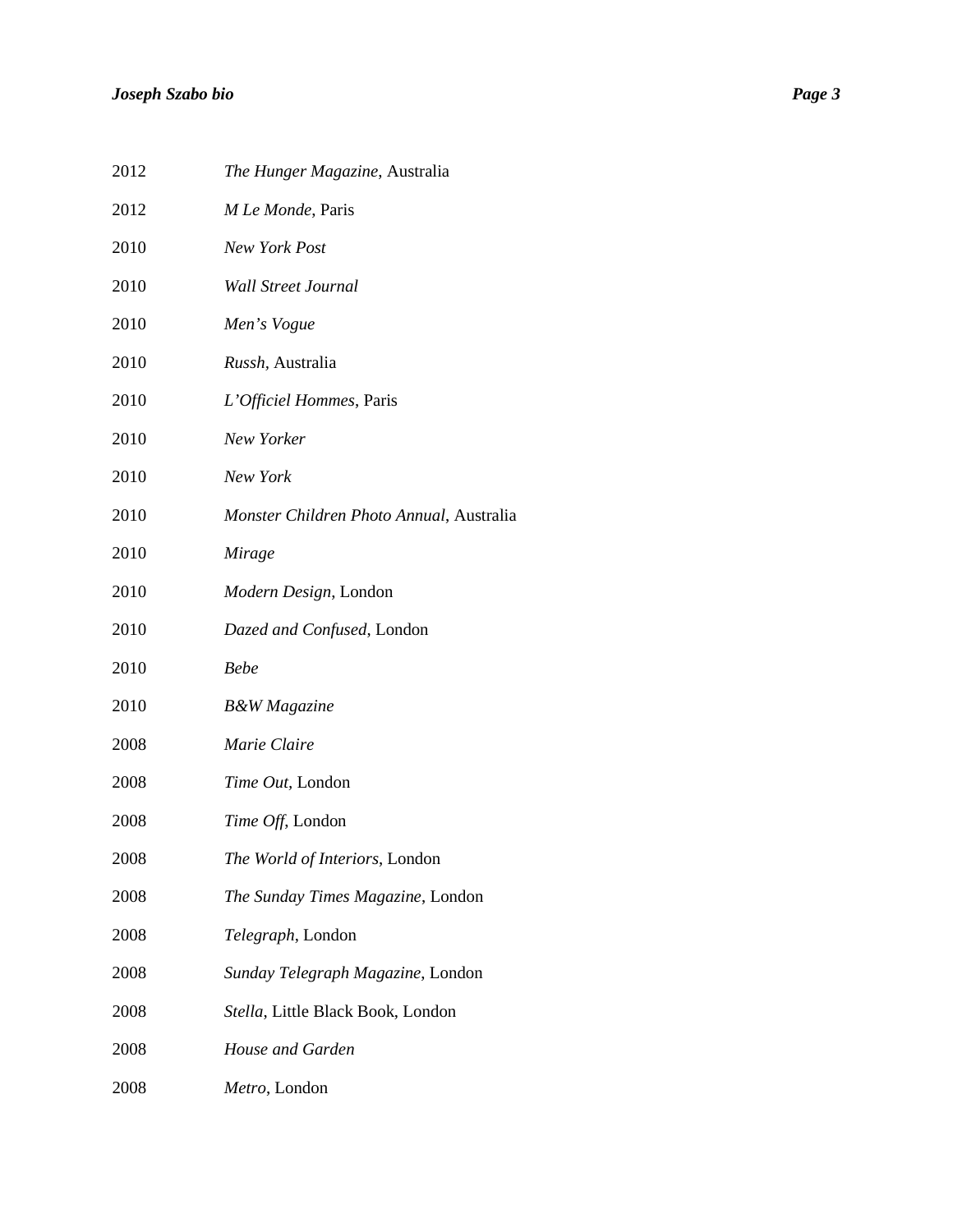2012 *The Hunger Magazine*, Australia

2012 *M Le Monde*, Paris

2010 *New York Post*

2010 *Wall Street Journal*

2010 *Men's Vogue*

2010 *Russh*, Australia

2010 *L'Officiel Hommes*, Paris

2010 *New Yorker*

2010 *New York*

2010 *Monster Children Photo Annual*, Australia

2010 *Mirage*

2010 *Modern Design*, London

2010 *Dazed and Confused*, London

2010 *Bebe*

2010 *B&W Magazine*

2008 *Marie Claire*

2008 *Time Out*, London

2008 *Time Off*, London

2008 *The World of Interiors*, London

2008 *The Sunday Times Magazine*, London

2008 *Telegraph*, London

2008 *Sunday Telegraph Magazine*, London

2008 *Stella*, Little Black Book, London

2008 *House and Garden*

2008 *Metro*, London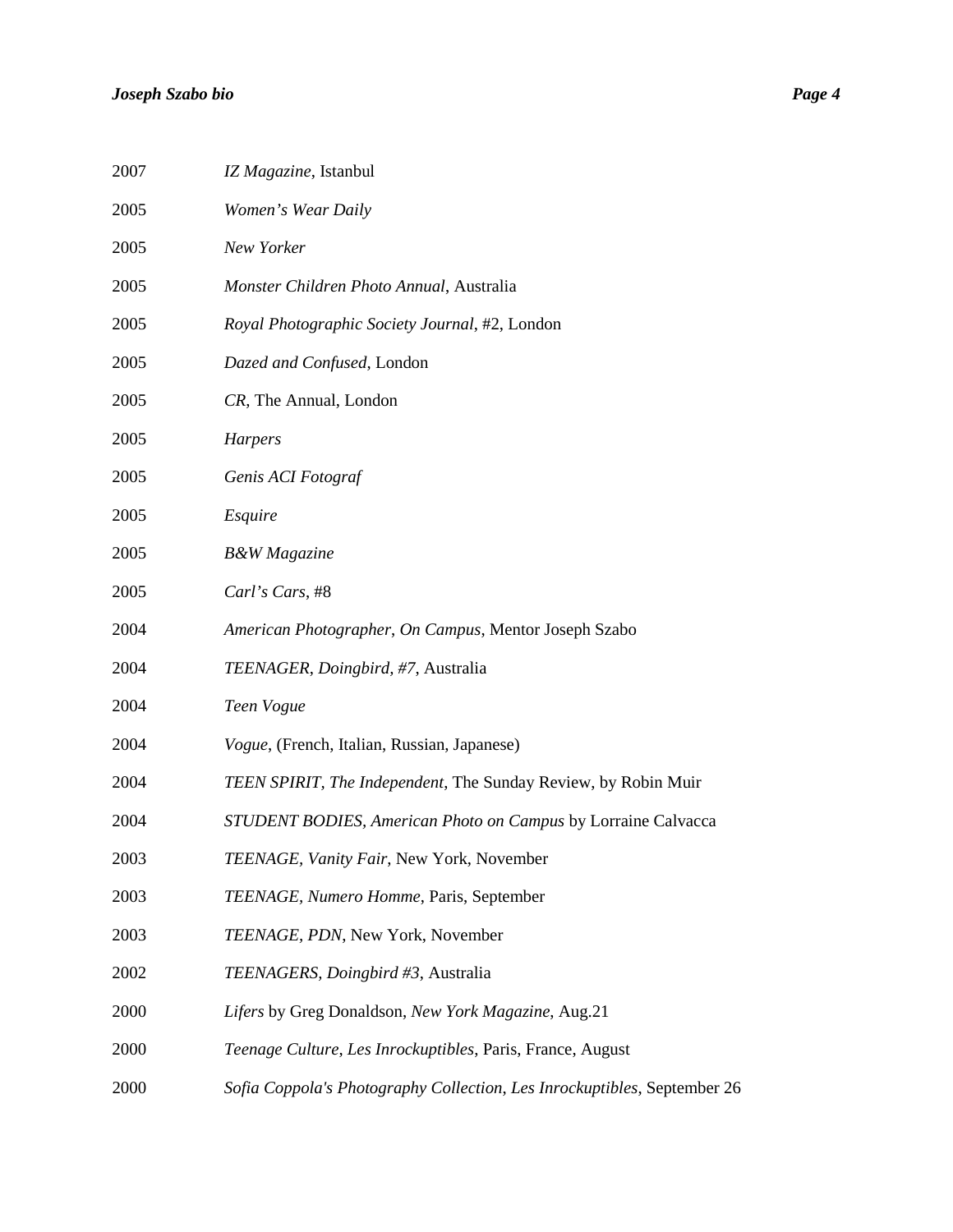2007 *IZ Magazine*, Istanbul

2005 *Women's Wear Daily*

2005 *New Yorker*

2005 *Monster Children Photo Annual*, Australia

2005 *Royal Photographic Society Journal*, #2, London

2005 *Dazed and Confused*, London

2005 *CR*, The Annual, London

2005 *Harpers*

2005 *Genis ACI Fotograf*

2005 *Esquire*

2005 *B&W Magazine*

2005 *Carl's Cars*, #8

2004 *American Photographer*, *On Campus*, Mentor Joseph Szabo

2004 *TEENAGER*, *Doingbird*, *#7*, Australia

2004 *Teen Vogue*

2004 *Vogue*, (French, Italian, Russian, Japanese)

2004 *TEEN SPIRIT*, *The Independent*, The Sunday Review, by Robin Muir

2004 *STUDENT BODIES*, *American Photo on Campus* by Lorraine Calvacca

2003 *TEENAGE*, *Vanity Fair*, New York, November

2003 *TEENAGE*, *Numero Homme*, Paris, September

2003 *TEENAGE*, *PDN*, New York, November

2002 *TEENAGERS*, *Doingbird #3*, Australia

2000 *Lifers* by Greg Donaldson, *New York Magazine*, Aug.21

2000 *Teenage Culture*, *Les Inrockuptibles*, Paris, France, August

2000 *Sofia Coppola's Photography Collection*, *Les Inrockuptibles*, September 26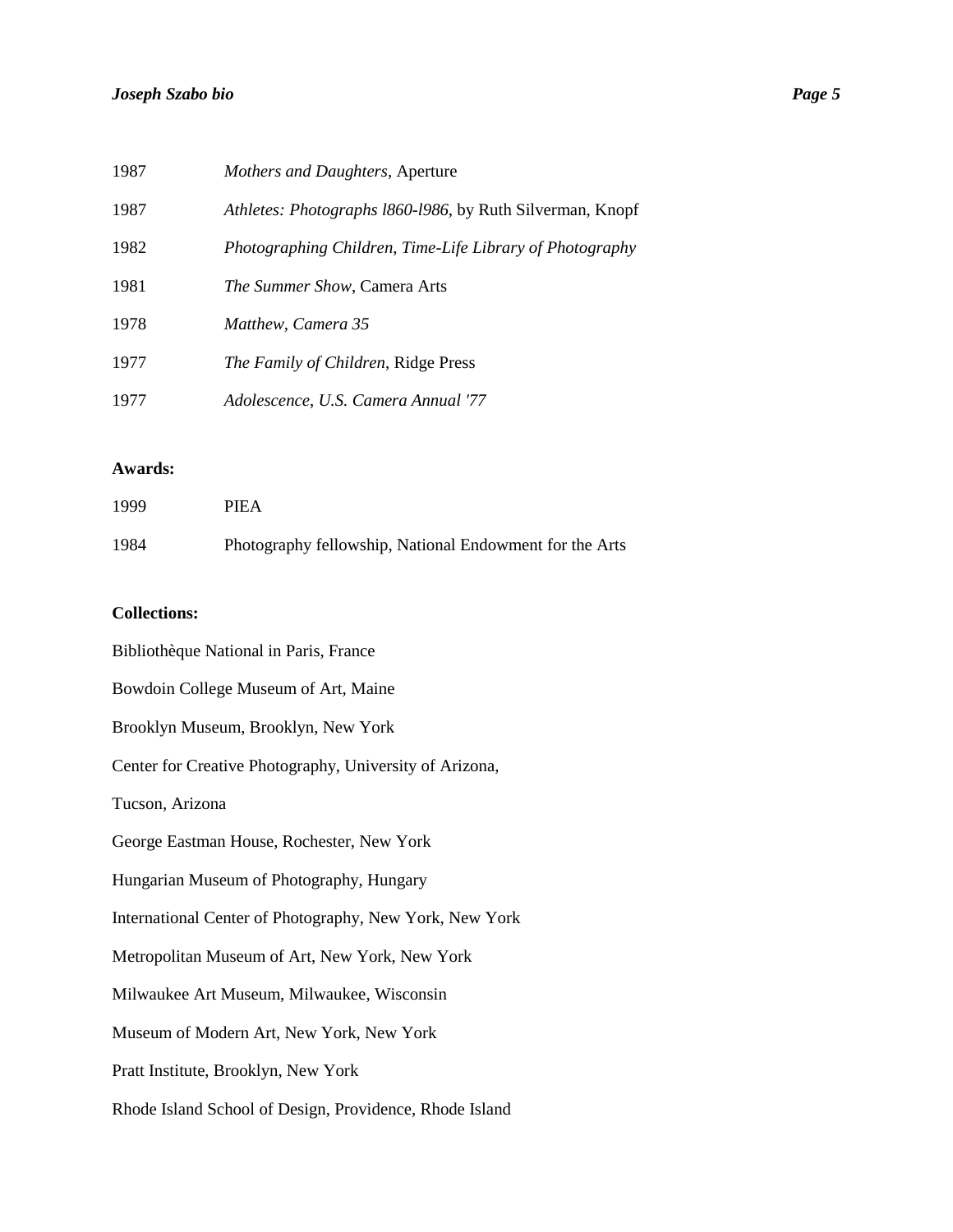1987 *Mothers and Daughters*, Aperture

1987 *Athletes: Photographs l860-l986*, by Ruth Silverman, Knopf

1982 *Photographing Children, Time-Life Library of Photography*

1981 *The Summer Show*, Camera Arts

1978 *Matthew, Camera 35*

1977 *The Family of Children*, Ridge Press

1977 *Adolescence, U.S. Camera Annual '77*

**Awards:**

1999 PIEA

1984 Photography fellowship, National Endowment for the Arts

**Collections:**

Bibliothèque National in Paris, France

Bowdoin College Museum of Art, Maine

Brooklyn Museum, Brooklyn, New York

Center for Creative Photography, University of Arizona,

Tucson, Arizona

George Eastman House, Rochester, New York

Hungarian Museum of Photography, Hungary

International Center of Photography, New York, New York

Metropolitan Museum of Art, New York, New York

Milwaukee Art Museum, Milwaukee, Wisconsin

Museum of Modern Art, New York, New York

Pratt Institute, Brooklyn, New York

Rhode Island School of Design, Providence, Rhode Island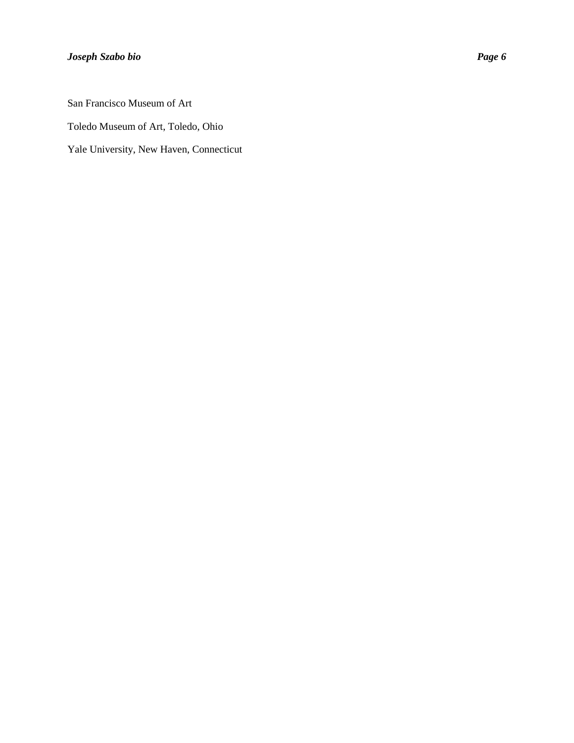San Francisco Museum of Art

Toledo Museum of Art, Toledo, Ohio

Yale University, New Haven, Connecticut